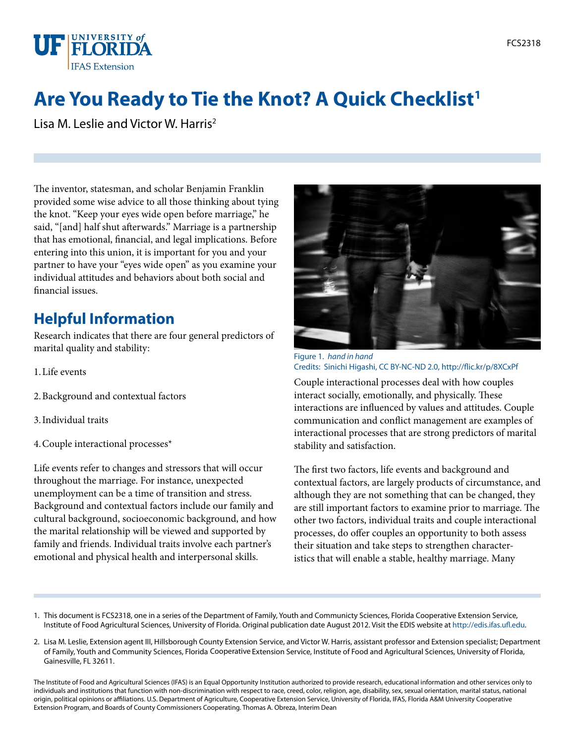# Are You Ready to Tie the Knot? A Quick Checklist[1]

Lisa M. Leslie and Victor W. Harris[2]

The inventor, statesman, and scholar Benjamin Franklin provided some wise advice to all those thinking about tying the knot. "Keep your eyes wide open before marriage," he said, "[and] half shut afterwards." Marriage is a partnership that has emotional, financial, and legal implications. Before entering into this union, it is important for you and your partner to have your "eyes wide open" as you examine your individual attitudes and behaviors about both social and financial issues.

## Helpful Information

Research indicates that there are four general predictors of marital quality and stability:

1. Life events
2. Background and contextual factors
3. Individual traits
4. Couple interactional processes*

Life events refer to changes and stressors that will occur throughout the marriage. For instance, unexpected unemployment can be a time of transition and stress. Background and contextual factors include our family and cultural background, socioeconomic background, and how the marital relationship will be viewed and supported by family and friends. Individual traits involve each partner's emotional and physical health and interpersonal skills.

Figure 1. *hand in hand*
Credits: Sinichi Higashi, CC BY-NC-ND 2.0, http://flic.kr/p/8XCxPf

Couple interactional processes deal with how couples interact socially, emotionally, and physically. These interactions are influenced by values and attitudes. Couple communication and conflict management are examples of interactional processes that are strong predictors of marital stability and satisfaction.

The first two factors, life events and background and contextual factors, are largely products of circumstance, and although they are not something that can be changed, they are still important factors to examine prior to marriage. The other two factors, individual traits and couple interactional processes, do offer couples an opportunity to both assess their situation and take steps to strengthen characteristics that will enable a stable, healthy marriage. Many

1. This document is FCS2318, one in a series of the Department of Family, Youth and Communicty Sciences, Florida Cooperative Extension Service, Institute of Food Agricultural Sciences, University of Florida. Original publication date August 2012. Visit the EDIS website at http://edis.ifas.ufl.edu.

2. Lisa M. Leslie, Extension agent III, Hillsborough County Extension Service, and Victor W. Harris, assistant professor and Extension specialist; Department of Family, Youth and Community Sciences, Florida Cooperative Extension Service, Institute of Food and Agricultural Sciences, University of Florida, Gainesville, FL 32611.

The Institute of Food and Agricultural Sciences (IFAS) is an Equal Opportunity Institution authorized to provide research, educational information and other services only to individuals and institutions that function with non-discrimination with respect to race, creed, color, religion, age, disability, sex, sexual orientation, marital status, national origin, political opinions or affiliations. U.S. Department of Agriculture, Cooperative Extension Service, University of Florida, IFAS, Florida A&M University Cooperative Extension Program, and Boards of County Commissioners Cooperating. Thomas A. Obreza, Interim Dean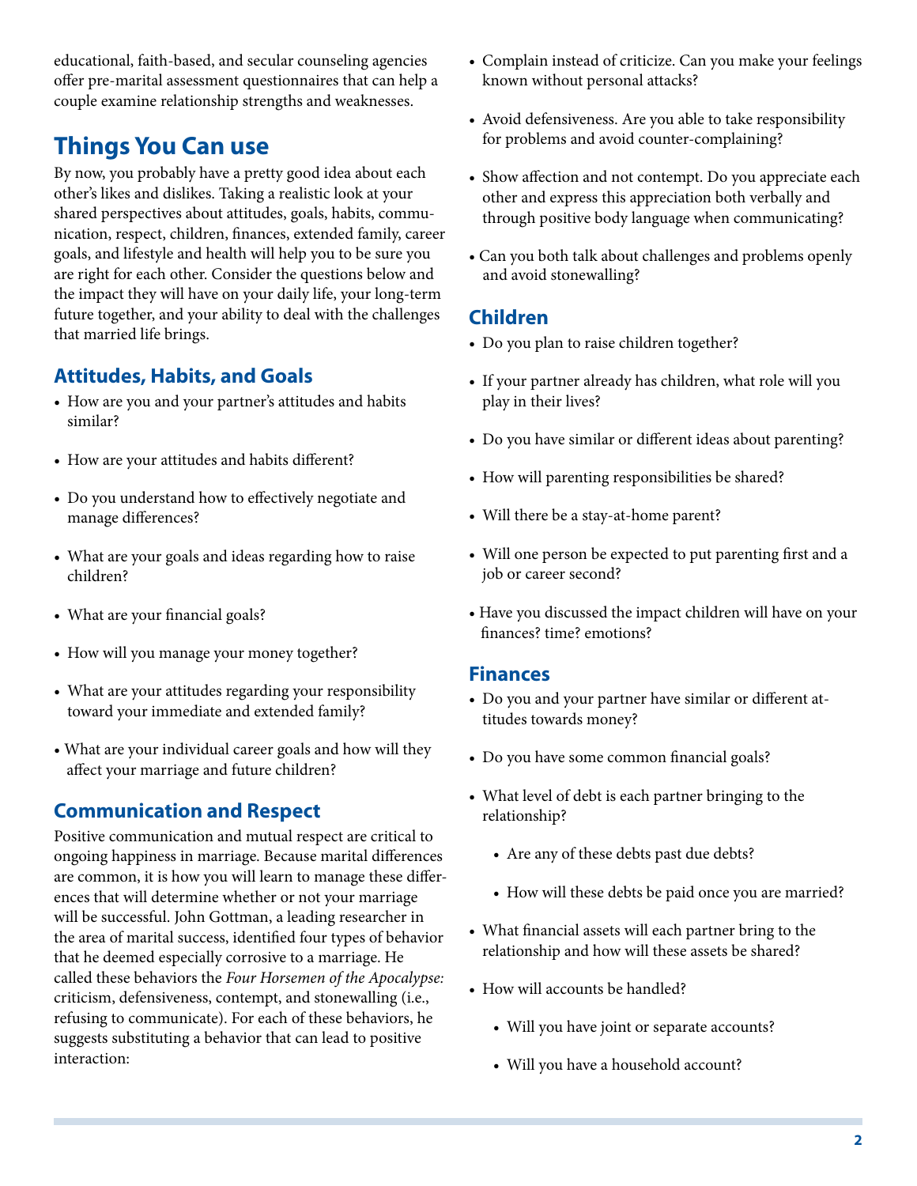educational, faith-based, and secular counseling agencies offer pre-marital assessment questionnaires that can help a couple examine relationship strengths and weaknesses.

## Things You Can use

By now, you probably have a pretty good idea about each other's likes and dislikes. Taking a realistic look at your shared perspectives about attitudes, goals, habits, communication, respect, children, finances, extended family, career goals, and lifestyle and health will help you to be sure you are right for each other. Consider the questions below and the impact they will have on your daily life, your long-term future together, and your ability to deal with the challenges that married life brings.

### Attitudes, Habits, and Goals

- How are you and your partner's attitudes and habits similar?
- How are your attitudes and habits different?
- Do you understand how to effectively negotiate and manage differences?
- What are your goals and ideas regarding how to raise children?
- What are your financial goals?
- How will you manage your money together?
- What are your attitudes regarding your responsibility toward your immediate and extended family?
- What are your individual career goals and how will they affect your marriage and future children?

### Communication and Respect

Positive communication and mutual respect are critical to ongoing happiness in marriage. Because marital differences are common, it is how you will learn to manage these differences that will determine whether or not your marriage will be successful. John Gottman, a leading researcher in the area of marital success, identified four types of behavior that he deemed especially corrosive to a marriage. He called these behaviors the *Four Horsemen of the Apocalypse:* criticism, defensiveness, contempt, and stonewalling (i.e., refusing to communicate). For each of these behaviors, he suggests substituting a behavior that can lead to positive interaction:

- Complain instead of criticize. Can you make your feelings known without personal attacks?
- Avoid defensiveness. Are you able to take responsibility for problems and avoid counter-complaining?
- Show affection and not contempt. Do you appreciate each other and express this appreciation both verbally and through positive body language when communicating?
- Can you both talk about challenges and problems openly and avoid stonewalling?

### Children

- Do you plan to raise children together?
- If your partner already has children, what role will you play in their lives?
- Do you have similar or different ideas about parenting?
- How will parenting responsibilities be shared?
- Will there be a stay-at-home parent?
- Will one person be expected to put parenting first and a job or career second?
- Have you discussed the impact children will have on your finances? time? emotions?

### Finances

- Do you and your partner have similar or different attitudes towards money?
- Do you have some common financial goals?
- What level of debt is each partner bringing to the relationship?
  - Are any of these debts past due debts?
  - How will these debts be paid once you are married?
- What financial assets will each partner bring to the relationship and how will these assets be shared?
- How will accounts be handled?
  - Will you have joint or separate accounts?
  - Will you have a household account?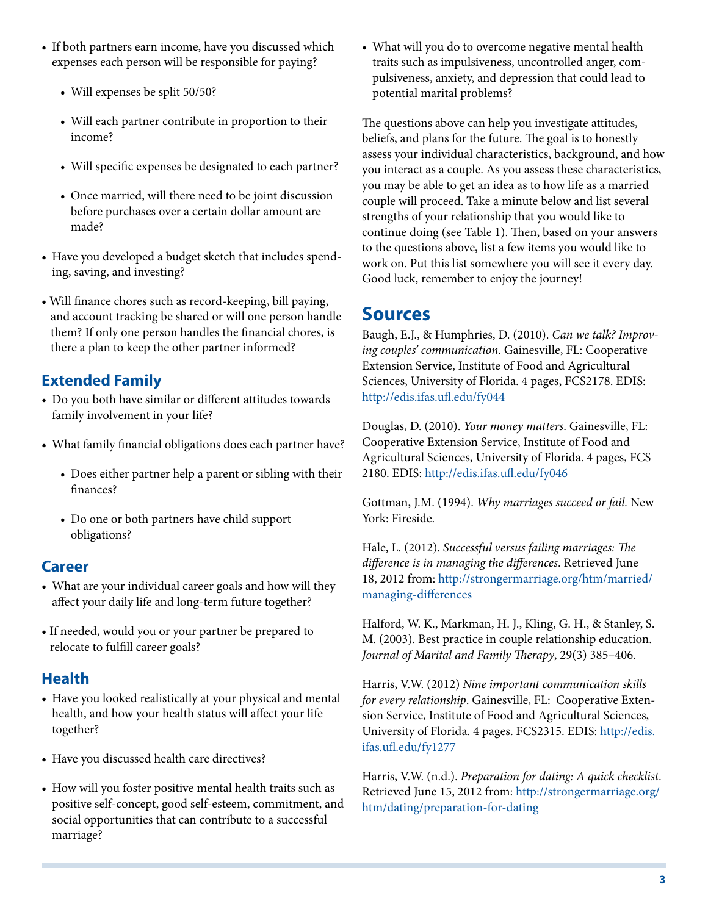- If both partners earn income, have you discussed which expenses each person will be responsible for paying?
    - Will expenses be split 50/50?
    - Will each partner contribute in proportion to their income?
    - Will specific expenses be designated to each partner?
    - Once married, will there need to be joint discussion before purchases over a certain dollar amount are made?
- Have you developed a budget sketch that includes spending, saving, and investing?
- Will finance chores such as record-keeping, bill paying, and account tracking be shared or will one person handle them? If only one person handles the financial chores, is there a plan to keep the other partner informed?

## Extended Family

- Do you both have similar or different attitudes towards family involvement in your life?
- What family financial obligations does each partner have?
    - Does either partner help a parent or sibling with their finances?
    - Do one or both partners have child support obligations?

## Career

- What are your individual career goals and how will they affect your daily life and long-term future together?
- If needed, would you or your partner be prepared to relocate to fulfill career goals?

## Health

- Have you looked realistically at your physical and mental health, and how your health status will affect your life together?
- Have you discussed health care directives?
- How will you foster positive mental health traits such as positive self-concept, good self-esteem, commitment, and social opportunities that can contribute to a successful marriage?
- What will you do to overcome negative mental health traits such as impulsiveness, uncontrolled anger, compulsiveness, anxiety, and depression that could lead to potential marital problems?

The questions above can help you investigate attitudes, beliefs, and plans for the future. The goal is to honestly assess your individual characteristics, background, and how you interact as a couple. As you assess these characteristics, you may be able to get an idea as to how life as a married couple will proceed. Take a minute below and list several strengths of your relationship that you would like to continue doing (see Table 1). Then, based on your answers to the questions above, list a few items you would like to work on. Put this list somewhere you will see it every day. Good luck, remember to enjoy the journey!

# Sources

Baugh, E.J., & Humphries, D. (2010). *Can we talk? Improving couples' communication*. Gainesville, FL: Cooperative Extension Service, Institute of Food and Agricultural Sciences, University of Florida. 4 pages, FCS2178. EDIS: http://edis.ifas.ufl.edu/fy044

Douglas, D. (2010). *Your money matters*. Gainesville, FL: Cooperative Extension Service, Institute of Food and Agricultural Sciences, University of Florida. 4 pages, FCS 2180. EDIS: http://edis.ifas.ufl.edu/fy046

Gottman, J.M. (1994). *Why marriages succeed or fail.* New York: Fireside.

Hale, L. (2012). *Successful versus failing marriages: The difference is in managing the differences*. Retrieved June 18, 2012 from: http://strongermarriage.org/htm/married/managing-differences

Halford, W. K., Markman, H. J., Kling, G. H., & Stanley, S. M. (2003). Best practice in couple relationship education. *Journal of Marital and Family Therapy*, 29(3) 385–406.

Harris, V.W. (2012) *Nine important communication skills for every relationship*. Gainesville, FL: Cooperative Extension Service, Institute of Food and Agricultural Sciences, University of Florida. 4 pages. FCS2315. EDIS: http://edis.ifas.ufl.edu/fy1277

Harris, V.W. (n.d.). *Preparation for dating: A quick checklist*. Retrieved June 15, 2012 from: http://strongermarriage.org/htm/dating/preparation-for-dating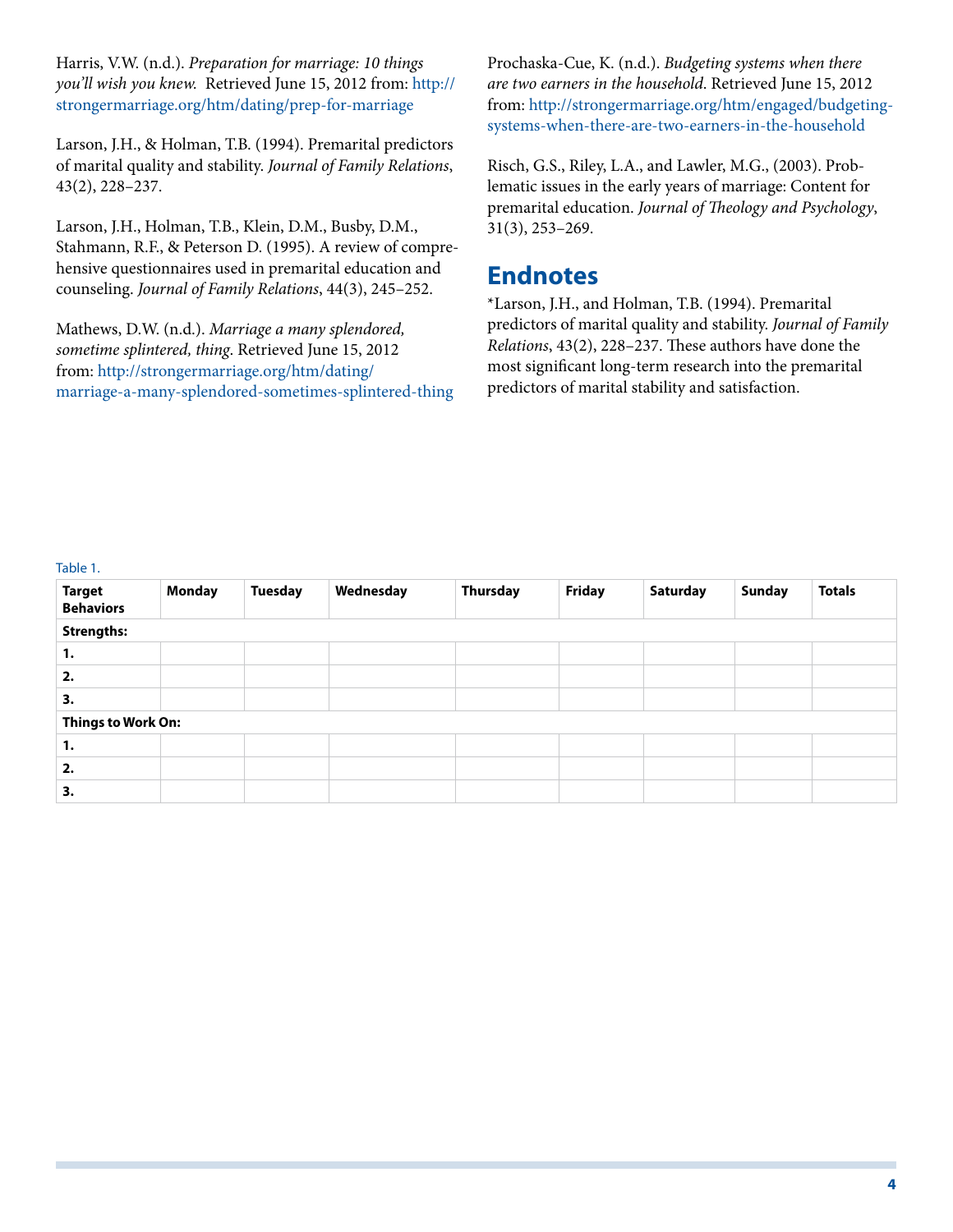Harris, V.W. (n.d.). *Preparation for marriage: 10 things you'll wish you knew.* Retrieved June 15, 2012 from: http://strongermarriage.org/htm/dating/prep-for-marriage

Larson, J.H., & Holman, T.B. (1994). Premarital predictors of marital quality and stability. *Journal of Family Relations*, 43(2), 228–237.

Larson, J.H., Holman, T.B., Klein, D.M., Busby, D.M., Stahmann, R.F., & Peterson D. (1995). A review of comprehensive questionnaires used in premarital education and counseling. *Journal of Family Relations*, 44(3), 245–252.

Mathews, D.W. (n.d.). *Marriage a many splendored, sometime splintered, thing*. Retrieved June 15, 2012 from: http://strongermarriage.org/htm/dating/marriage-a-many-splendored-sometimes-splintered-thing

Prochaska-Cue, K. (n.d.). *Budgeting systems when there are two earners in the household*. Retrieved June 15, 2012 from: http://strongermarriage.org/htm/engaged/budgeting-systems-when-there-are-two-earners-in-the-household

Risch, G.S., Riley, L.A., and Lawler, M.G., (2003). Problematic issues in the early years of marriage: Content for premarital education. *Journal of Theology and Psychology*, 31(3), 253–269.

## Endnotes

*Larson, J.H., and Holman, T.B. (1994). Premarital predictors of marital quality and stability. *Journal of Family Relations*, 43(2), 228–237. These authors have done the most significant long-term research into the premarital predictors of marital stability and satisfaction.

Table 1.

| Target Behaviors | Monday | Tuesday | Wednesday | Thursday | Friday | Saturday | Sunday | Totals |
|---|---|---|---|---|---|---|---|---|
| **Strengths:** | | | | | | | | |
| **1.** | | | | | | | | |
| **2.** | | | | | | | | |
| **3.** | | | | | | | | |
| **Things to Work On:** | | | | | | | | |
| **1.** | | | | | | | | |
| **2.** | | | | | | | | |
| **3.** | | | | | | | | |